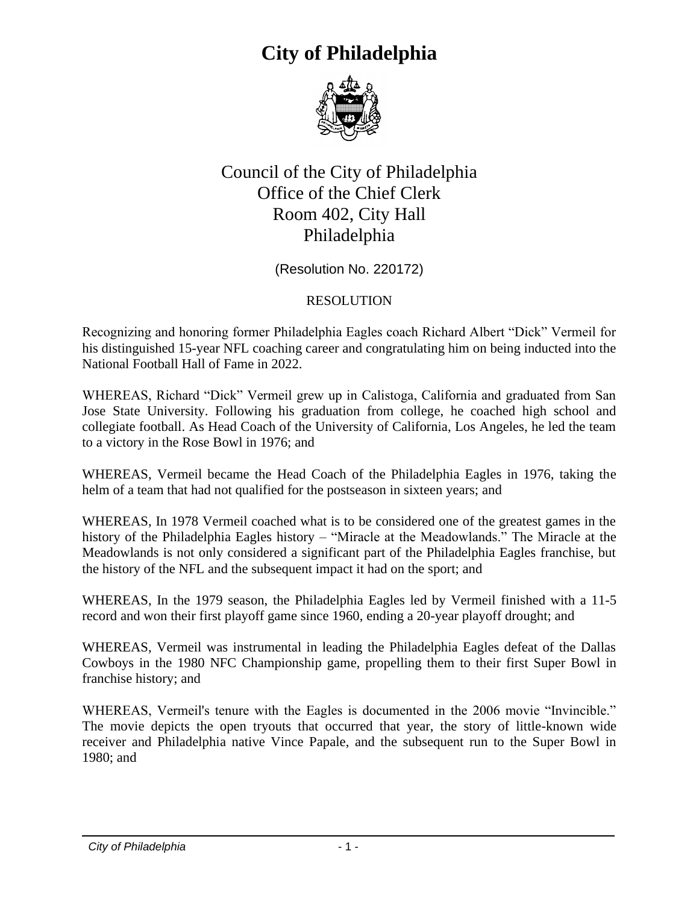# City of Philadelphia

Council of the City of Philadelphia
Office of the Chief Clerk
Room 402, City Hall
Philadelphia

(Resolution No. 220172)

RESOLUTION

Recognizing and honoring former Philadelphia Eagles coach Richard Albert “Dick” Vermeil for his distinguished 15-year NFL coaching career and congratulating him on being inducted into the National Football Hall of Fame in 2022.

WHEREAS, Richard “Dick” Vermeil grew up in Calistoga, California and graduated from San Jose State University. Following his graduation from college, he coached high school and collegiate football. As Head Coach of the University of California, Los Angeles, he led the team to a victory in the Rose Bowl in 1976; and

WHEREAS, Vermeil became the Head Coach of the Philadelphia Eagles in 1976, taking the helm of a team that had not qualified for the postseason in sixteen years; and

WHEREAS, In 1978 Vermeil coached what is to be considered one of the greatest games in the history of the Philadelphia Eagles history – “Miracle at the Meadowlands.” The Miracle at the Meadowlands is not only considered a significant part of the Philadelphia Eagles franchise, but the history of the NFL and the subsequent impact it had on the sport; and

WHEREAS, In the 1979 season, the Philadelphia Eagles led by Vermeil finished with a 11-5 record and won their first playoff game since 1960, ending a 20-year playoff drought; and

WHEREAS, Vermeil was instrumental in leading the Philadelphia Eagles defeat of the Dallas Cowboys in the 1980 NFC Championship game, propelling them to their first Super Bowl in franchise history; and

WHEREAS, Vermeil's tenure with the Eagles is documented in the 2006 movie “Invincible.” The movie depicts the open tryouts that occurred that year, the story of little-known wide receiver and Philadelphia native Vince Papale, and the subsequent run to the Super Bowl in 1980; and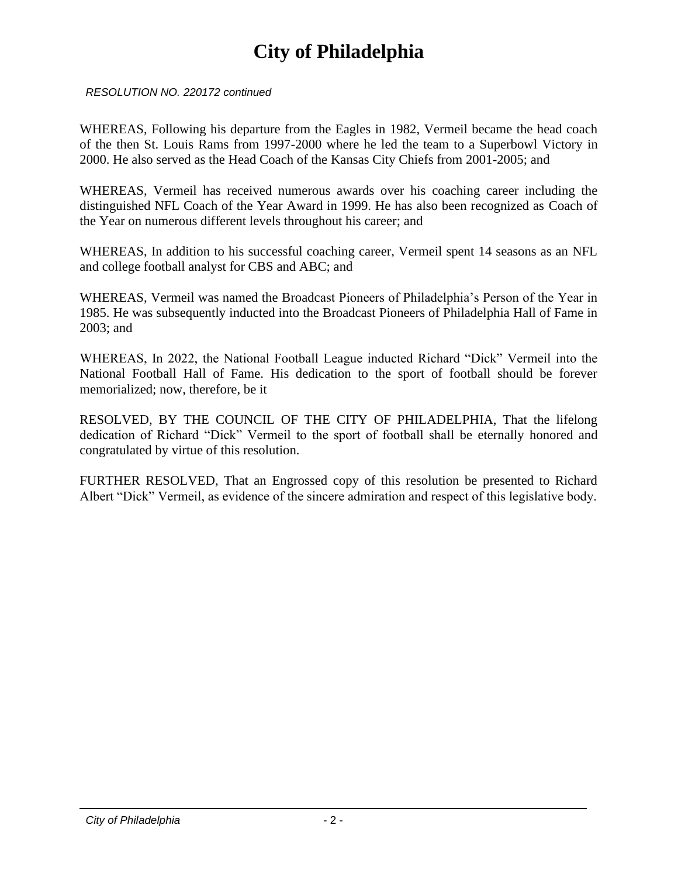# City of Philadelphia

*RESOLUTION NO. 220172 continued*

WHEREAS, Following his departure from the Eagles in 1982, Vermeil became the head coach of the then St. Louis Rams from 1997-2000 where he led the team to a Superbowl Victory in 2000. He also served as the Head Coach of the Kansas City Chiefs from 2001-2005; and

WHEREAS, Vermeil has received numerous awards over his coaching career including the distinguished NFL Coach of the Year Award in 1999. He has also been recognized as Coach of the Year on numerous different levels throughout his career; and

WHEREAS, In addition to his successful coaching career, Vermeil spent 14 seasons as an NFL and college football analyst for CBS and ABC; and

WHEREAS, Vermeil was named the Broadcast Pioneers of Philadelphia's Person of the Year in 1985. He was subsequently inducted into the Broadcast Pioneers of Philadelphia Hall of Fame in 2003; and

WHEREAS, In 2022, the National Football League inducted Richard "Dick" Vermeil into the National Football Hall of Fame. His dedication to the sport of football should be forever memorialized; now, therefore, be it

RESOLVED, BY THE COUNCIL OF THE CITY OF PHILADELPHIA, That the lifelong dedication of Richard "Dick" Vermeil to the sport of football shall be eternally honored and congratulated by virtue of this resolution.

FURTHER RESOLVED, That an Engrossed copy of this resolution be presented to Richard Albert "Dick" Vermeil, as evidence of the sincere admiration and respect of this legislative body.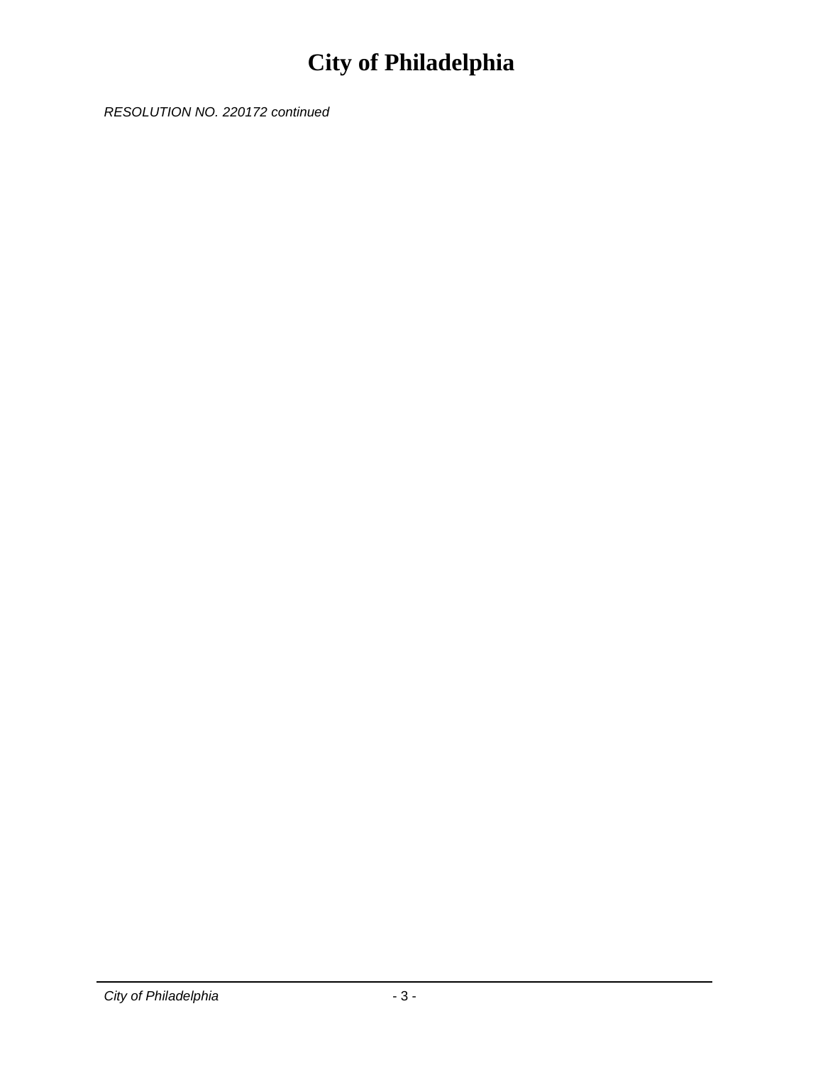*RESOLUTION NO. 220172 continued*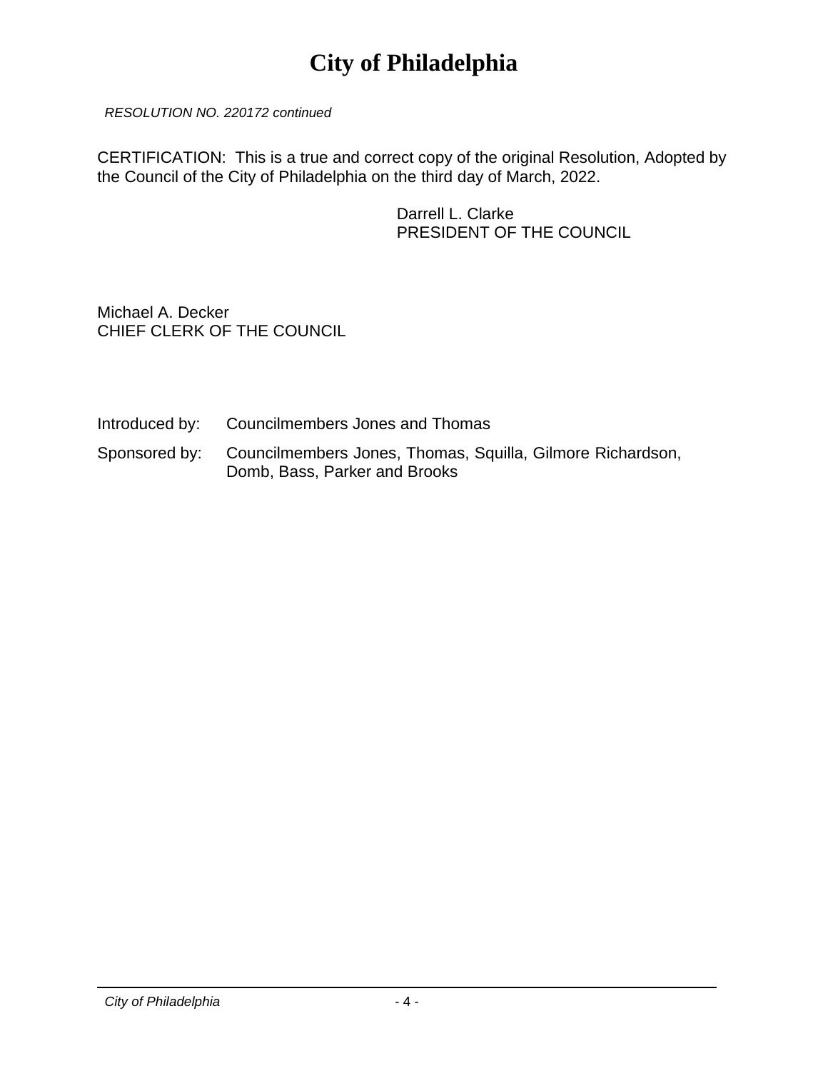# City of Philadelphia

*RESOLUTION NO. 220172 continued*

CERTIFICATION: This is a true and correct copy of the original Resolution, Adopted by the Council of the City of Philadelphia on the third day of March, 2022.

Darrell L. Clarke
PRESIDENT OF THE COUNCIL

Michael A. Decker
CHIEF CLERK OF THE COUNCIL

| | |
|---|---|
| Introduced by: | Councilmembers Jones and Thomas |
| Sponsored by: | Councilmembers Jones, Thomas, Squilla, Gilmore Richardson, Domb, Bass, Parker and Brooks |